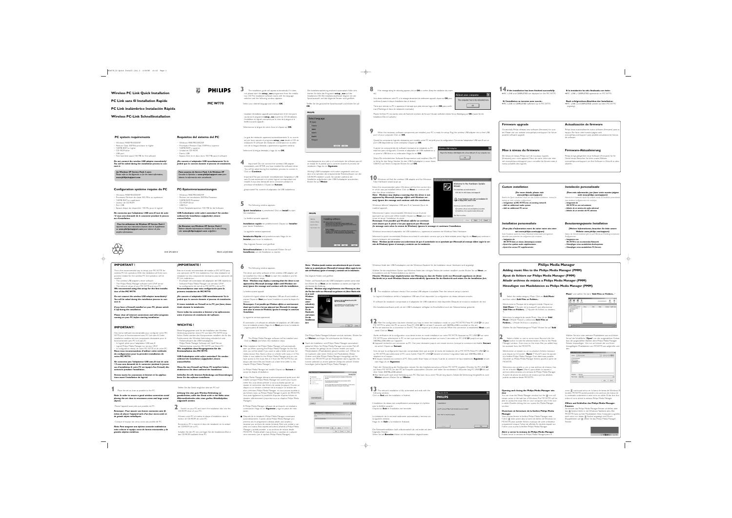# Wireless PC Link Quick Installation

# PC Link sans fil Installation Rapide

# PC Link inalámbrico Instalación Rápida

# Wireless PC-Link Schnellinstallation

PHILIPS

MC W770

## PC system requirements

- Windows 98SE/ME/2000/XP
- Pentium Class 300MHz processor or higher
- 128MB RAM or higher
- CD-ROM drive
- USB port
- Free hard disk space 700 MB for the software

***Do not connect the wireless USB adapter immediately! You will be asked during the installation process to connect it.***

*For Windows XP Service Pack 2 users: Please refer to the Appendix or for the latest information, www.philips/support.com.*

## Requisitos del sistema del PC

- Windows 98SE/ME/2000/XP
- Procesador Pentium Class 300MHz o superior
- 128MB RAM o superior
- Unidad de CD-ROM
- Puerto USB
- Espacio libre en disco duro 700 MB para el software

***¡No conecte el adaptador USB inmediatamente! Se le pedirá que lo conecte durante el proceso de instalación.***

*Para usuarios de Service Pack 2 de Windows XP: Consulte la Apéndice o www.philips/support.com para obtener la información más actualizada.*

## Configuration système requise du PC

- Windows 98SE/ME/2000/XP
- Processeur Pentium de classe 300 MHz ou supérieur
- 128MB RAM ou supérieur
- Lecteur de CD-ROM
- Port USB
- Espace disque dur disponible : 700 Mo pour le logiciel

***Ne connectez pas l'adaptateur USB sans fil tout de suite ! Il vous sera demandé de le connecter pendant le processus d'installation.***

*Pour les utilisateurs de Windows XP Service Pack 2 : reportez-vous aux instructions fournies dans le Supplément ou www.philips/support.com pour obtenir les plus récentes informations.*

## PC-Systemvoraussetzungen

- Windows 98SE/ME/2000/XP
- Pentium der mindestens 300MHz-Prozessor
- 128MB RAM Prozessor
- CD-ROM-Drive
- USB-Port
- Freier Festplattenspeicher 700 MB für die Software

***USB-Funkadapter nicht sofort anschließen! Sie werden während der Installation aufgefordert, diesen anzuschließen.***

*Für Benutzer von Windows XP Service Pack 2 Nähere aktuelle Informationen entnehmen Sie in der Anhang oder www.philips/support.com.*

3141 075 20411

PDCC-LC/JW-0502

## IMPORTANT !

This is the recommended way to setup your MC W770 for wireless PC link operation. With the installation all three component needed for the wireless PC link operation will be installed:
- The wireless USB adapter's driver software
- The Philips Media Manager software with UPnP server
- The network setup of your PC WITH and your PC

**We recommend using this setup for the first installation of the MC W770.**

***Do not connect the wireless USB adapter immediately! You will be asked during the installation process to connect it.***

***If you have a Firewall installed on your PC, please switch it off during the installation.***

***Please close all internet connections and other programs running on your PC before starting installation.***

## IMPORTANT!

Ceci est la méthode recommandée pour configurer votre MC W770 pour le fonctionnement avec PC Link sans fil. Cette installation installera les trois composants nécessaires pour le fonctionnement avec PC Link sans fil :
- le logiciel pilote pour l'adaptateur USB sans fil
- logiciel Philips Media Manager sur serveur UPnP
- la configuration réseau de votre PC WITH et de votre PC

**Nous vous recommandons d'utiliser cette méthode de configuration pour la première installation de votre MC W770.**

***Ne connectez pas l'adaptateur USB sans fil tout de suite ! Il vous sera demandé de le connecter pendant le processus d'installation. Si votre PC est équipé d'un firewall, désactivez-le pendant l'installation.***

***Fermez toutes les connexions à Internet et les applications avant l'installation de logiciel.***

## ¡IMPORTANTE !

Este es el procedimiento recomendado de instalar su MC W770 para una operación de PC link inalámbrico. Con esta instalación se instalarán los tres componentes necesarios para la operación de PC link inalámbrico:
- El software del controlador del adaptador del USB inalámbrico
- Software Philips Media Manager con servidor UPnP
- La configuración de red de su PC WITH y de su PC

**Recomendamos usar esta configuración para la primera instalación del MC W770.**

***¡No conecte el adaptador USB inmediatamente! Se le pedirá que lo conecte durante el proceso de instalación.***

***Si tienes instalado un Firewall en tu PC, por favor, desactívelo durante la instalación.***

***Cierre todas las conexiones a Internet y las aplicaciones antes el proceso de instalación del software.***

## WICHTIG !

Diese Vorgangsweise wird für die Installation der Wireless-Verbindung zwischen einem PC und dem MC W770 empfohlen. Damit werden drei Komponenten installiert, die für das Funktionieren der Wireless-PC-Verbindung erforderlich sind:
- Treibersoftware des USB-Funkadapters
- Philips Media Manager Software mit UpnP-Server
- Netzwerksetup zwischen MC W770 und Ihrem PC

**Wir empfehlen diese Vorgangsweise für die Erstinstallation des MC W770.**

***USB-Funkadapter nicht sofort anschließen! Sie werden während der Installation aufgefordert, diesen anzuschließen.***

***Wenn Sie eine Firewall auf Ihrem PC installiert haben, deaktivieren Sie diese während der Installation.***

***Schließen Sie alle Internet-Verbindungen und Anwendungen bevor Sie das software installieren.***

**1** Place the set as close as possible to the PC.

***Note: In order to ensure a good wireless connection avoid placing the set close to microwave ovens and large metal objects.***

Placez l'appareil aussi près que possible du PC.

***Remarque : Pour assurer une bonne connexion sans fil, évitez de placer l'appareil près d'un four micro-ondes et de grands objets métalliques.***

Coloque el equipo tan cerca como sea posible del PC.

***Nota: Para asegurar una óptima conexión inalámbrica evite colocar el equipo cerca de hornos microondas y de grandes objetos metálicos.***

Stellen Sie das Gerät möglichst nahe am PC auf.

***Achtung: Um eine gute Wireless-Verbindung zu gewährleisten, sollte das Gerät nicht in der Nähe von Mikrowellenherden oder großen Metallobjekten aufgestellt werden.***

**2** Switch on your PC and insert the installation disc into the CD-ROM drive of your PC.

Allumez votre PC et insérez le disque d'installation dans le lecteur de CD-ROM de votre PC.

Encienda su PC e introduzca el disco de instalación en la unidad de CD-ROM de su PC.

Schalten Sie den PC ein und legen Sie die Installations-Disk in das CD-ROM Laufwerk Ihres PC.

**3** The installation guide will appear automatically. If it does not, please start the **setup_.exe** programme from the installation CD. The installation software starts with the language selection and the following window appears.

Select your desired language and click on **OK**.

L'assistant d'installation apparaît automatiquement. Si tel n'est pas le cas, lancez le programme **setup_.exe** à partir du CD d'installation. Le logiciel d'installation commence par le choix de la langue et la fenêtre suivante apparaît.

Sélectionnez la langue de votre choix et cliquez sur **OK**.

La guía de instalación aparecerá automáticamente. Si no ocurre así, por favor ejecute el programa **setup_.exe** desde el CD de instalación. El software de instalación comenzará con la selección de la lengua deseada y aparecerá la siguiente ventana.

Seleccione la lengua deseada y haga clic en **OK**.

Die Installationsanleitung erscheint automatisch. Falls nicht, starten Sie bitte das Programm **setup_.exe** auf der Installations-CD. Die Installationssoftware beginnt mit der Sprachauswahl, und das folgende Fenster wird geöffnet.

Treffen Sie die gewünschte Sprachauswahl und klicken Sie auf **OK**.

**4** Important! Do not connect the wireless USB adapter immediately until AFTER you have installed the software driver. You will be asked during the installation process to connect it. Click on **Continue**.

Important! Ne pas connecter immédiatement l'adaptateur USB sans fil mais seulement si le pilote logiciel correspondant est installé. Il vous sera demandé de le connecter pendant le processus d'installation. Cliquez sur **Suivant**.

¡Importante! No conecte el adaptador USB inalámbrico inmediatamente; sólo así el controlador de software para él se instala. Se le pedirá que lo conecte durante el proceso de instalación. Haga clic en **Siguiente**.

Wichtig! USB-Funkadapter nicht sofort, sondern erst dann anschließen, wenn die entsprechende Treibersoftware von der CD-ROM installiert wurde. Sie werden während der Installation aufgefordert, den USB-Funkadapter anzuschließen. Klicken Sie auf **Weiter**.

**5** The following window appears:

**Quick Installation** is preselected. Click on **Install** to start the installation.

La fenêtre suivante apparaît :

**Installation rapide** est présélectionnée. Cliquez sur **Installer** pour lancer l'installation.

La siguiente ventana aparecerá:

**Instalación Rápida** está preseleccionada. Haga clic en **Instalar** para iniciar la instalación.

Das folgende Fenster wird geöffnet.

**Schnellinstallation** ist die Voreinstellung. Klicken Sie auf **Installieren**, um die Installation zu starten.

**6** The following window appears:

The driver and utility software of the wireless USB adapter will be installed first. Click on **Next** to start the installation and follow the installation steps.

***Note: Windows may display a warning that the driver is not approved by Microsoft (message differs with Windows version). Ignore the message and continue with the installation.***

La fenêtre suivante apparaît :

Le pilote et le logiciel utilitaire de l'adaptateur USB sans fil sont installés en premier. Cliquez sur **Next** pour lancer l'installation et suivez les étapes d'installation.

***Remarque : Il est possible que Windows affiche un avertissement disant que le pilote n'est pas approuvé par Microsoft (le message varie selon la version de Windows). Ignorez le message et continuez l'installation.***

La siguiente ventana aparecerá:

El controlador y el software de utilidad del adaptador de USB inalámbrico se instalarán primero. Haga clic en **Next** para iniciar la instalación y siga los pasos de instalación.

***Nota: Windows puede mostrar una advertencia de que el controlador no es aprobado por Microsoft (el mensaje difiere según la versión de Windows). Ignore el mensaje y continúe con la instalación.***

Das folgende Fenster wird geöffnet.

Treiber- und Nutzsoftware des USB-Funkadapters werden zuerst installiert. Klicken Sie auf **Next**, um die Installation zu starten und folgen Sie den Installationsschritten.

***Hinweis: Windows zeigt möglicherweise eine Warnung an, dass der Treiber nicht von Microsoft genehmigt ist (diese Nachricht ist je nach Windows-Version unterschiedlich). Ignorieren Sie die Nachricht und setzen Sie die Installation fort.***

**7** The Philips Media Manager software will be installed next. Click on **Next** and follow the installation steps.

- After installation the Philips Media Manager will automatically start up. When opening the Philips Media Manager for the first time you will be asked if you want to add a folder and scan for media (music). Now choose a music folder with music in it. This folder is now added to the Philips Media Manager and you can have access to the music files in it from the MC W770. You can always add more files and folders at a later time (refer to the chapter Philips Media Manager).

Le Philips Media Manager est installé. Cliquez sur **Suivant** et suivez les étapes d'installation.

- Après l'installation, le Philips Media Manager démarre automatiquement après avoir été installé. Lorsque Philips Media Manager est ouvert pour la première fois, vous devez ajouter un dossier et rechercher des fichiers de médias (musique). Choisissez un dossier de musique. Ce dossier est alors ajouté au Philips Media Manager et vous pouvez accéder à partir du MC W770 aux fichiers musicaux qu'il contient. Vous avez toujours la possibilité d'ajouter d'autres fichiers et dossiers ultérieurement (reportez-vous au chapitre Philips Media Manager).

El Philips Media Manager software se instalará a continuación. Haga clic en **Siguiente** y siga los pasos de instalación.

- Después de la instalación Philips Media Manager comenzará automáticamente. Cuando abra Philips Media Manager por primera vez se le preguntará si desea añadir una carpeta y escanear por archivos de media (música). Ahora elija una carpeta con música en ella. Ahora esta carpeta se añade a Philips Media Manager y podrá tener acceso a los archivos de música en ella desde el MC W770. Podrá añadir más archivos y carpetas en cualquier otro momento (ver el capítulo Philips Media Manager).

Die Philips Media Manager-Software wird als nächstes. Klicken Sie auf **Weiter** und folgen Sie den Schritten der Anleitung.

- Nach der Installation wird Philips Media Manager automatisch gestartet. Wenn Sie Philips Media Manager zum ersten Mal öffnen, werden Sie gefragt, ob Sie einen Ordner erstellt und nach Mediendateien (Musikdateien) gesucht werden soll. Wählen Sie nun einen Musik-Ordner aus. Dieser Ordner wird jetzt dem Philips Media Manager hinzugefügt und Sie können vom MC W770 auf die Musikdateien zugreifen. Sie können jederzeit weitere Dateien und Ordner hinzufügen (siehe Kapitel Philips Media Manager).

**8** If the message asking for rebooting appears, click on **OK** to confirm. (Keep the installation disc inserted.)

Vous devez redémarrer votre PC si le message demandant de redémarrer apparaît, cliquez sur **OK** pour confirmer (Laissez le disque d'installation dans le lecteur).

Tiene que reiniciar su PC si aparece el mensaje para reiniciar, haga clic en **OK** para confirmar. (Mantenga el disco de instalación insertado.)

Müssen Sie Ihren PC neu starten, wenn die Nachricht erscheint, die Sie zum Neustart auffordert. Klicken Sie zur Bestätigung auf **OK**. (Lassen Sie die Installations-Disk im Laufwerk.)

**9** When the necessary software components are installed, your PC is ready for setup. Plug the wireless USB adapter into a free USB port of your computer. Click on **OK**.

Quand les composants logiciels nécessaires sont installés, votre PC est prêt pour la configuration. Connectez l'adaptateur USB sans fil sur un port USB disponible sur votre ordinateur. Cliquez sur **OK**.

Cuando los componentes de software necesarios se instalan, su PC está listo para configuración. Conecte el adaptador de USB inalámbrico a un puerto USB libre en su ordenador. Haga clic en **OK**.

Wenn die erforderlichen Software-Komponenten sind installiert. Der PC ist fertig für das Setup. Stecken Sie den USB-Funkadapter in einen freien USB-Port auf Ihrem Computer. Klicken Sie auf **OK**.

**10** Windows will find the wireless USB adapter and the Windows Found New Hardware wizard pops up.

Select the recommended option Windows will find the correct driver which was pre-installed before. Click on **Next** to continue and start the driver installation.

***Note: Windows may display a warning that the driver is not approved by Microsoft (message differs with Windows version). Ignore the message and continue with the installation.***

Windows détecte l'adaptateur USB sans fil et l'assistant Ajout de matériel apparaît.

Sélectionnez l'option recommandée. Windows trouve le pilote approprié qui avait été pré-installé. Cliquez sur **Next** pour continuer et lancer l'installation du pilote.

***Remarque : Il est possible que Windows affiche un avertissement disant que le pilote n'est pas approuvé par Microsoft (le message varie selon la version de Windows). Ignorez le message et continuez l'installation.***

Windows encontrará el adaptador USB inalámbrico y aparecerá el asistente de Windows Nuevo Hardware.

Seleccione la opción recomendada Windows encontrará el controlador correcto que se ha instalado previamente. Haga clic en **Next** para continuar e iniciar la instalación del controlador.

***Nota: Windows puede mostrar una advertencia de que el controlador no es aprobado por Microsoft (el mensaje difiere según la versión de Windows). Ignore el mensaje y continúe con la instalación.***

Windows findet den USB-Funkadapter und der Windows-Assistent für die Installation neuer Hardware wird angezeigt.

Wählen Sie die empfohlene Option. Windows findet den richtigen Treiber, der vorher installiert wurde. Klicken Sie auf **Next**, um fortzufahren und die Treiberinstallation zu starten.

***Hinweis: Windows zeigt möglicherweise eine Warnung an, dass der Treiber nicht von Microsoft zugelassen ist (diese Nachricht ist je nach Windows-Version unterschiedlich). Ignorieren Sie die Nachricht und setzen Sie die Installation fort.***

**11** The installation software checks if the wireless USB adapter is available. Then the network setup is started.

Le logiciel d'installation vérifie si l'adaptateur USB sans fil est disponible. La configuration du réseau démarre ensuite.

El software de instalación comprobará si el adaptador de USB inalámbrico está disponible. Después se iniciará la instalación de red.

Die Installationssoftware prüft, ob der USB-Funkadapter verfügbar ist. Anschließend wird der Netzwerksetup gestartet.

**12** After the configuration has been checked you have to enter the installation mode on your MC W770. Press PC LINK on your MC W770 and then press and hold on the set. Wait until 'INSTALL MODE' is scrolled on the set.
➜ The set searches for a connection to the PC. This can require up to about a minute. When the connection is established **Next** is activated. Click on **Next**.

Après vérification de la configuration vous devez entrer en mode installation sur votre MC W770. Appuyez sur PC LINK sur votre MC W770 puis appuyez et maintenez sur l'appareil. Attendez jusqu'à ce que 'INSTALL MODE' défile sur l'appareil.
➜ L'appareil recherche une connexion au PC. Ceci peut prendre jusqu'à une minute environ. Lorsque la connexion est établie, **Suivant** est activé. Cliquez sur **Suivant**.

Una vez que la configuración haya sido comprobada tiene que acceder al modo de instalación de su MC W770. Pulse PC LINK en su MC W770 y a continuación pulse y mantenga en el equipo. Espere hasta que 'INSTALL MODE' se desplace en el equipo.
➜ El equipo buscará una conexión al PC. Esto puede tomar hasta un minuto. Cuando la conexión se ha establecido **Siguiente** se activa. Haga clic en **Siguiente**.

Nach der Überprüfung der Konfiguration müssen Sie den Installationsmodus auf Ihrem MC W770 eingeben. Drücken Sie PC LINK auf Ihrem MC W770, dann am Gerät halten gedrückt. Warten Sie, bis 'INSTALL MODE' auf dem Gerät läuft.
➜ Das Gerät sucht eine Verbindung zum PC. Dies kann bis zu einer Minute dauern. Sobald die Verbindung hergestellt ist, wird **Weiter** aktiviert. Klicken Sie auf **Weiter**.

**13** The network installation is fully automated and ends with the following window.

Click on **Exit** and the installation is finished.

L'installation du réseau est complètement automatique et s'achève avec la fenêtre suivante.

Cliquez sur **Exit** et l'installation est terminée.

La instalación de la red está totalmente automatizada y termina con la siguiente ventana.

Haga clic en **Salir** y la instalación finalizará.

Die Netzwerkinstallation läuft vollautomatisch ab und endet mit dem folgenden Fenster.

Wenn Sie auf **Beenden** klicken, ist die Installation abgeschlossen.

**14** **If the installation has been finished successfully:**
➜ PC LINK and COMPLETED are displayed on the MC W770.

**Si l'installation se termine avec succès :**
➜ PC LINK et COMPLETED s'affichent sur le MC W770.

**Si la instalación ha sido finalizada con éxito:**
➜ PC LINK y COMPLETED aparecerán en MC W770.

**Nach erfolgreichem Abschluss der Installation:**
➜ PC LINK und COMPLETED werden auf dem MC W770 angezeigt.

## Firmware upgrade

Occasionally Philips releases new software (firmware) for your set. Please visit our website www.philips.com/support for future possible software upgrade.

## Mise à niveau du firmware

De temps en temps, Philips sort de nouveaux logiciels (firmware) pour votre appareil. Merci de visiter notre site internet www.philips.com/support pour connaître les futures mises à niveau possibles des logiciels.

## Actualización de firmware

Philips lanza ocasionalmente nuevo software (firmware) para su equipo. Por favor, visite nuestra página web www.philips.com/support para posibles actualizaciones futuras de software.

## Firmware-Aktualisierung

Philips bringt gelegentlich neue Software (Firmware) für Ihr Gerät heraus. Besuchen Sie bitte unsere Website www.philips.com/support um Ihre Software in Zukunft zu aktualisieren.

## Custom installation

**(For more details, please visit www.philips.com/support)**

Beside the Quick installation there are also Custom installation menus for setting up more wireless configurations:
- *Integration of MC W770 into an existing network*
- *Add an additional audio system*
- *Add an additional PC server*

## Installation personnalisée

**(Pour plus d'informations merci de visiter notre site internet www.philips.com/support)**

Outre l'installation rapide des menus d'installation personnalisée sont également disponibles pour connecter des configurations plus complexes :
- *Intégration du MC W770 dans un réseau (domestique) existant*
- *Ajout d'un système audio supplémentaire*
- *Ajout d'un serveur PC supplémentaire*

## Instalación personalizada

**(Para más información, por favor visite nuestra página web www.philips.com/support)**

Además de la instalación rápida hay también menús de instalación personalizada para establecer configuraciones más complejas:
- *Integración de MC W770 en una red existente*
- *Adición de un sistema de audio adicional*
- *Adición de un servidor de PC adicional*

## Benutzerangepasste Installation

**(Weitere Informationen, besuchen Sie bitte unsere Website: www.philips.com/support)**

Neben der Schnellinstallation gibt es auch Menüs zur Einstellung komplexerer Konfigurationen:
- *Integration von MC W770 in ein existierendes Netzwerk*
- *Hinzufügen eines zusätzlichen Audiosystems*
- *Hinzufügen eines zusätzlichen PC-Servers*

# Philips Media Manager

## Adding music files to the Philips Media Manager (PMM)

## Ajout de fichiers sur Philips Media Manager (PMM)

## Añadir archivos de música a Philips Media Manager (PMM)

## Hinzufügen von Musikdateien zu Philips Media Manager (PMM)

**1** Select the media category Music. Click on **Add Music** and then select **Add Files or Folders...**

Sélectionnez la Musique de la catégorie media. Cliquez sur **Add Music** (" Ajouter de la musique"), puis sélectionnez **Add Files or Folders...** (" Ajouter des fichiers ou dossiers... ").

Seleccione la categoría de media Music. Haga clic en **Add Music** ("Añadir Música") y seleccione **Add Files or Folders...** ("Añadir Archivos o carpetas").

Wählen Sie die Medienkategorie "Musik" aus. Klicken Sie auf "**Add Music**" und wählen Sie dann "**Add Files or Folders...**"

**2** Select a folder or one or more music files and click the **Open** button to add the selected folder or files to the Media Manager window. From now on the music files you added may be accessed from the MC W770.

Sélectionnez un dossier ou un ou plusieurs fichiers musicaux puis cliquez sur le bouton **Open** ("Ouvrir") pour les ajouter à la fenêtre Philips Media Manager. Il est désormais possible d'accéder au Philips Media Manager fichiers ajoutés à partir de MC W770.

Seleccione una carpeta o uno o más archivos de música y haga clic en el botón **Open** ("Abrir") para añadir la carpeta o archivos seleccionados a la ventana de Philips Media Manager. A partir de ahora, los archivos de música que ha añadido podrán accederse desde MC W770.

Wählen Sie eine oder mehrere Musikdateien aus und klicken Sie auf die Schaltfläche "**Open**" um die ausgewählten Ordner bzw. die ausgewählten Dateien dem Philips Media Manager-Fenster hinzuzufügen. Von nun an können die von Ihnen hinzugefügten Musikdateien vom MC W770 aus aufgerufen werden.

**Opening and closing the Philips Media Manager window**

You can close the Media Manager window, but the icon will remain active in the task bar of Windows. The MC W770 will be able to access the music files on your computer only if the icon is visible. Double clicking the icon opens the Media Manager window.

**Ouverture et fermeture de la fenêtre Philips Media Manager**

Vous pouvez fermer la fenêtre Philips Media Manager mais l'icône reste active dans la barre des tâches de Windows. Le MC W770 peut accéder aux fichiers musicaux de votre ordinateur uniquement lorsque l'icône est affichée. En double-cliquant sur l'icône, vous ouvrez la fenêtre Philips Media Manager.

**Abrir y cerrar la ventana de Philips Media Manager**

Podrá cerrar la ventana de Philips Media Manager pero el icono continuará activo en la barra de tareas de Windows. El modelo MC W770 podrá acceder a los archivos de música de su ordenador solamente si este icono es visible. El doble clic sobre el icono abrirá la ventana Philips Media Manager.

**Öffnen und Schließen des Philips Media Manager-Fensters**

Sie können das Philips Media Manager-Fenster schließen, aber das Symbol bleibt in der Windows-Taskleiste aktiv. Der MC W770 kann auf die Musikdateien Ihres Computers nur zugreifen, wenn das Symbol sichtbar ist. Durch Doppelklicken auf das Symbol öffnen Sie das Philips Media Manager-Fenster.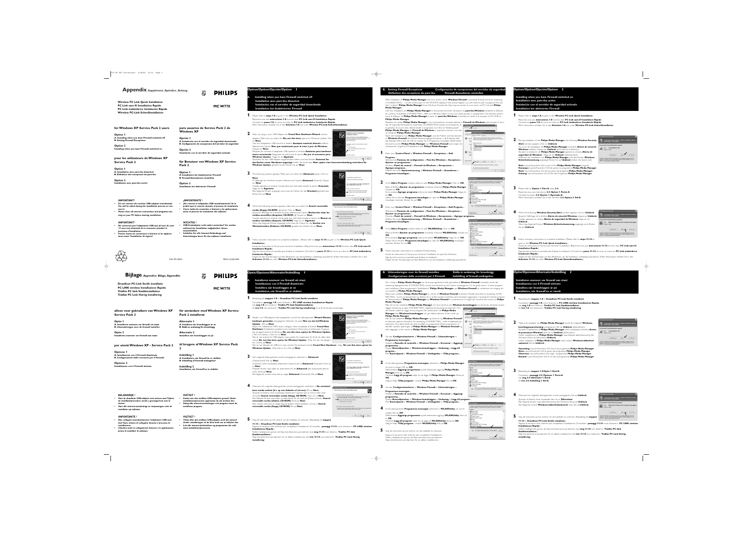# Appendix_Supplément_Apéndice_Anhang

**PHILIPS**

**Wireless PC Link Quick Installation**
**PC Link sans fil Installation Rapide**
**PC Link inalámbrico Instalación Rápida**
**Wireless PC-Link Schnellinstallation**

**MC W770**

### for Windows XP Service Pack 2 users

**Option 1**
**A. Installing when you have Firewall switched off**
**B. Setting Firewall Exceptions**

**Option 2**
**Installing when you have Firewall switched on**

### para usuarios de Service Pack 2 de Windows XP

**Opción 1**
**A. Instalación con el cortafuegos de seguridad desactivado**
**B. Configuración de excepciones del servidor de seguridad**

**Opción 2**
**Instalación con el servidor de seguridad activado**

### pour les utilisateurs de Windows XP Service Pack 2

**Option 1**
**A. Installation avec pare-feu désactivé**
**B. Définition des exceptions du pare-feu**

**Option 2**
**Installation avec pare-feu activé**

### für Benutzer von Windows XP Service Pack 2

**Option 1**
**A. Installation bei deaktivierter Firewall**
**B. Firewall-Ausnahmen einstellen**

**Option 2**
**Installation bei aktivierter Firewall**

***IMPORTANT!***
- ***Do not connect the wireless USB adapter immediately! You will be asked during the installation process to connect it.***
- ***Please close all internet connections and programs running on your PC before starting installation.***

***¡IMPORTANTE !***
- ***¡No conecte el adaptador USB inalámbrico! Se le pedirá que lo conecte durante el proceso de instalación.***
- ***Cierre todas las conexiones a Internet y los aplicaciones antes el proceso de instalación del software.***

***IMPORTANT!***
- ***Ne connectez pas l'adaptateur USB sans fil tout de suite ! Il vous sera demandé de le connecter pendant le processus d'installation.***
- ***Fermez toutes les connexions à Internet et les applications avant l'installation du logiciel.***

***WICHTIG !***
- ***USB-Funkadapter nicht sofort anschließen! Sie werden während der Installation aufgefordert, diesen anzuschließen.***
- ***Schließen Sie alle Internet-Verbindungen und Anwendungen bevor Sie das software installieren.***

## Option/Option/Opción/Option 1

### A. Installing when you have Firewall switched off
### Installation avec pare-feu désactivé
### Instalación con el servidor de seguridad desactivado
### Installation bei deaktivierter Firewall

**1** Please refer to **steps 1-8** as given in the **Wireless PC Link Quick Installation**.
Reportez-vous aux **instructions 1-8** fournies dans **PC Link sans fil Installation Rapide**.
Consulte los **pasos 1-8** tal como se indica en **PC Link inalámbrico Instalación Rápida**.
Mehr Informationen erhalten Sie in den **Schritten 1-8** von unter **Wireless PC-Link Schnellinstallation**.

**2** After you plug in your USB Adapter the **Found New Hardware Wizard** window appears. Make sure you select the **No, not this time** option for Windows Update. Click on **Next**.

**3** The following window appears. Make sure you select the **Advanced** option. Click on **Next**.

**4** When the following window appears, make sure you select the **Search removable media (floppy, CD-ROM...)** option. Click on **Next**.

**5** Follow onscreen instructions to complete installation. (Please refer to **steps 11-14** as given in the **Wireless PC Link Quick Installation**).

### B. Setting Firewall Exceptions
### Définition des exceptions du pare-feu
### Configuración de excepciones del servidor de seguridad
### Firewall-Ausnahmen einstellen

**1** Enter your **Control Panel** > **Windows Firewall** > **Exceptions** > **Add Program...**

**2** In the **Add a Program** window select **Philips Media Manager**. Click on **OK**.

**3** Enter your **Control Panel** > **Windows Firewall** > **Exceptions** > **Add Program...**

**4** In the **Add a Program** window select **WLANUtility**. Click on **OK**.

**5** Follow onscreen instructions to complete setting.

## Option/Option/Opción/Option 2

### Installing when you have Firewall switched on
### Installation avec pare-feu activé
### Instalación con el servidor de seguridad activado
### Installation bei aktivierter Firewall

**1** Please refer to **steps 1-8** as given in the **Wireless PC Link Quick Installation**.

**2** During installation of the **Philips Media Manager** the following **Windows Security Alert** window appears. Click on **Unblock**.

**Note**: LaunchAnywhere GUI is part of the **Philips Media Manager** program.

**3** Please refer to **Option 1 Part A steps 2-4**.

**4** When the following **Windows Security Alert** window appears click on **Unblock**.

**5** Follow onscreen instructions to complete installation. (Please refer to **steps 11-14** as given in the **Wireless PC Link Quick Installation**).

---

# Bijlage_Appendice_Bilaga_Appendiks

**PHILIPS**

**Draadloze PC-Link Snelle installatie**
**PC LINK wireless Installazione Rapida**
**Trådlös PC länk Snabbinstallation**
**Trådløs PC Link Hurtig installering**

**MC W770**

### alleen voor gebruikers van Windows XP Service Pack 2

**Optie 1**
**A. Installeren wanneer uw firewall uit staat**
**B. Uitzonderingen voor de Firewall instellen**

**Optie 2**
**Installeren wanneer uw firewall aan staat**

### för användare med Windows XP Service Pack 2 installerat

**Alternativ 1**
**A. Installera när brandväggen är av**
**B. Ställa in undantag för brandvägg**

**Alternativ 2**
**Installera när brandväggen är på**

### per utenti Windows XP - Service Pack 2

**Opzione 1**
**A. Installazione con il Firewall disattivato**
**B. Configurazione delle eccezioni per il Firewall**

**Opzione 2**
**Installazione con il Firewall attivato**

### til brugere af Windows XP Service Pack 2

**Indstilling 1**
**A. Installation, når firewall'en er slukket**
**B. Indstilling af firewall-undtagelser**

**Indstilling 2**
**Installation, når firewall'en er tændt**

## Optie/Opzione/Alternativ/Indstilling 1

### A. Installeren wanneer uw firewall uit staat
### Installazione con il Firewall disattivato
### Installera när brandväggen är av
### Installation, når firewall'en er slukket

### B. Uitzonderingen voor de firewall instellen / Ställa in undantag för brandvägg
### Configurazione delle eccezioni per il Firewall / Indstilling af firewall-undtagelser

## Optie/Opzione/Alternativ/Indstilling 2

### Installeren wanneer uw firewall aan staat
### Installazione con il Firewall attivato
### Installera när brandväggen är på
### Installation, når firewall'en er tændt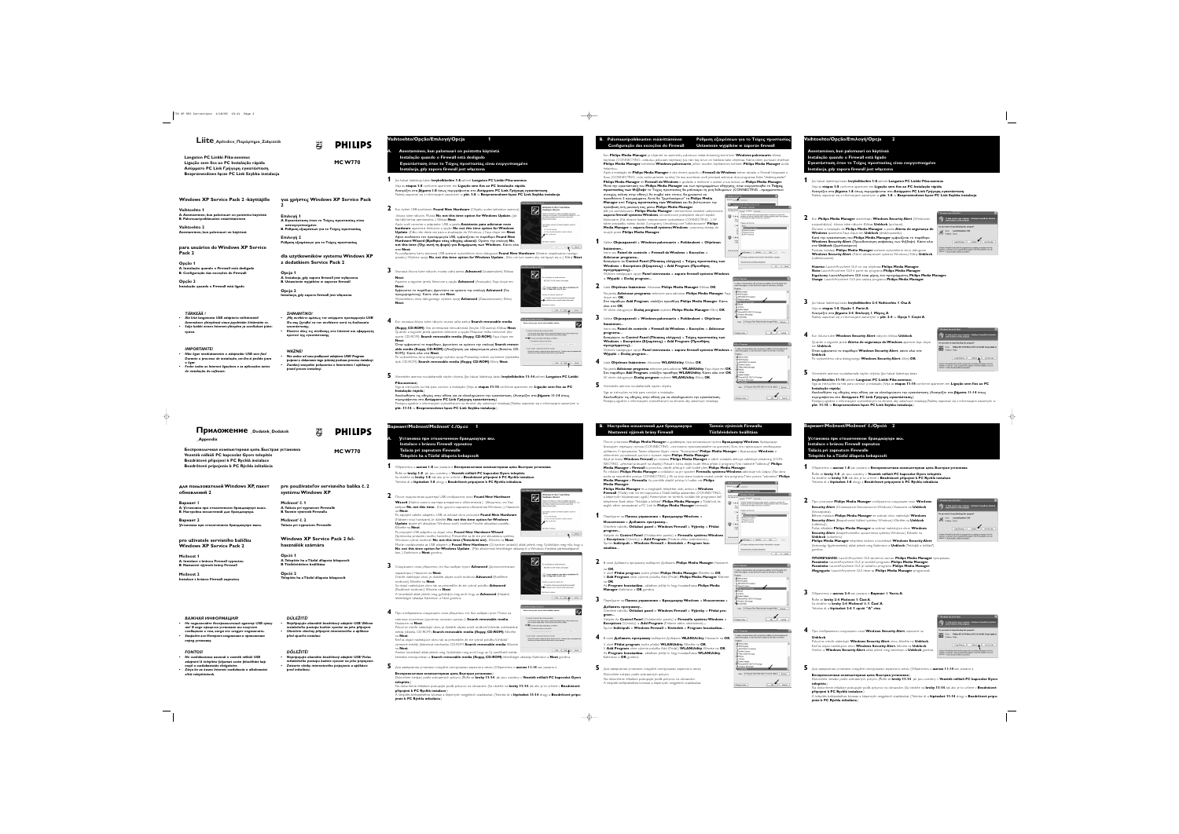# Liite_Apêndice_Παράρτημα_Załącznik

**PHILIPS**

**Langaton PC Linkki Pika-asennus**
**Ligação sem fios ao PC Instalação rápida**
**Ασύρματο PC Link Γρήγορη εγκατάσταση**
**Bezprzewodowe łącze PC Link Szybka instalacja**

**MC W770**

### Windows XP Service Pack 2 -käyttäjille

**Vaihtoehto 1**
**A. Asennetaan, kun palomuuri on poistettu käytöstä**
**B. Palomuuripoikkeusten määrittäminen**

**Vaihtoehto 2**
**Asennetaan, kun palomuuri on käytössä**

### para usuários do Windows XP Service Pack 2

**Opção 1**
**A. Instalação quando a firewall está desligada**
**B. Configuração das excepções da Firewall**

**Opção 3**
**Instalação quando a Firewall está ligada**

### για χρήστες Windows XP Service Pack 2

**Επιλογή 1**
**A. Εγκατάσταση όταν το Τείχος προστασίας είναι απενεργοποιημένο**
**B. Ρύθμιση εξαιρέσεων για το Τείχος προστασίας**

**Επιλογή 2**
**Ρύθμιση εξαιρέσεων για το Τείχος προστασίας**

### dla użytkowników systemu Windows XP z dodatkiem Service Pack 2

**Opcja 1**
**A. Instalacja, gdy zapora firewall jest wyłączona**
**B. Ustawienie wyjątków w zaporze firewall**

**Opcja 2**
**Instalacja, gdy zapora firewall jest włączona**

***TÄRKEÄÄ!***

***IMPORTANTE!***

***ΣΗΜΑΝΤΙΚΟ!***

***WAŻNE!***

## Vaihtoehto/Opção/Επιλογή/Opcja 1

**A. Asennetaan, kun palomuuri on poistettu käytöstä**
**Instalação quando a Firewall está desligada**
**Εγκατάσταση όταν το Τείχος προστασίας είναι απενεργοποιημένο**
**Instalacja, gdy zapora firewall jest wyłączona**

1. Noudata kohtien **1-8** ohjeita **Langaton PC Linkki Pika-asennus**.
   Siga as **etapas 1-8** conforme aparecem em **Ligação sem fios ao PC Instalação rápida**.
   Ακολουθήστε τα **Βήματα 1-8** όπως περιγράφονται στο **Ασύρματο PC Link Γρήγορη εγκατάσταση**.
   Wykonaj **kroki 1-8** opisane w **pkt. 1-8 → Bezprzewodowe łącze PC Link Szybka instalacja**.

2. **Found New Hardware Wizard** … **No, not this time** … **Next**.

3. … **Advanced** … **Next**.

4. … **Search removable media (floppy, CD-ROM)** … **Next**.

5. …

## B. Palomuuripoikkeusten määrittäminen / Configuração das excepções da Firewall / Ρύθμιση εξαιρέσεων για το Τείχος προστασίας / Ustawienie wyjątków w zaporze firewall

1. … **Control Panel** → **Firewall do Windows** → **Exceptions** → **Add Program** …

2. … **Philips Media Manager** … **OK**.

3. … **Add Program** …

4. … **WLANUtility** … **OK**.

5. …

## Vaihtoehto/Opção/Επιλογή/Opcja 2

**Asennetaan, kun palomuuri on käytössä**
**Instalação quando a Firewall está ligada**
**Εγκατάσταση όταν το Τείχος προστασίας είναι ενεργοποιημένο**
**Instalacja, gdy zapora firewall jest włączona**

1. Noudata kohtien **1-8** ohjeita **Langaton PC Linkki Pika-asennus**.

2. … **Philips Media Manager** … **Windows Security Alert** … **Unblock** …

3. … **Vaihtoehto 1 Osa A** … **Opção 1 Parte A** … **Επιλογή 1, Μέρος A** … **Opcja 1 Część A**.

4. … **Windows Security Alert** … **Unblock** …

5. …

---

# Приложение _Dodatek_Dodatok

**PHILIPS**

**Appendix**

**Беспроводная компьютерная связь Быстрая установка**
**Vezeték nélküli PC kapcsolat Gyors telepítés**
**Bezdrátové připojení k PC Rychlá instalace**
**Bezdrôtové pripojenie k PC Rýchla inštalácia**

**MC W770**

### для пользователей Windows XP, пакет обновлений 2

**Вариант 1**
**A. Установка при отключенном брандмауэре windows.**
**B. Настройка исключений для брандмауэра.**

**Вариант 2**
**Установка при отключенном брандмауэре windows.**

### pro uživatele servisního balíčku Windows XP Service Pack 2

**Možnost 1**
**A. Instalace s bránou Firewall vypnutou**
**B. Nastavení výjimek brány Firewall**

**Možnost 2**
**Instalace s bránou Firewall zapnutou**

### pre používateľov servisného balíka č. 2 systému Windows XP

**Možnosť č. 1**
**A. Taláció pri vypnutom Firewalle**
**B. Tavenie výnimiek Firewallu**

**Možnosť č. 2**
**Taláció pri vypnutom Firewalle**

### Windows XP Service Pack 2 fel-használók számára

**Opció 1**
**A. Telepítés ha a Tűzfal állapota bekapcsolt**
**B. Tűzfalkivételek beállítása**

**Opció 2**
**Telepítés ha a Tűzfal állapota bekapcsolt**

***ВАЖНАЯ ИНФОРМАЦИЯ***

***FONTOS!***

***DŮLEŽITÉ!***

***DÔLEŽITÉ!***

## Вариант/Možnost/Možnosť č./Opció 1

**A. Установка при отключенном брандмауэре windows.**
**Instalace s bránou Firewall vypnutou**
**Talácia pri zapnutom Firewalle**
**Telepítés ha a Tűzfal állapota bekapcsolt**

1. … **шаги 1-8** … **Беспроводная компьютерная связь Быстрая установка**.
   … **kroky 1-8** … **Bezdrátové připojení k PC Rychlá instalace**.
   … **krokov 1-8** … **Bezdrôtové pripojenie k PC Rýchla inštalácia**.
   … **lépéseit 1-8** … **Vezeték nélküli PC kapcsolat Gyors telepítés**.

2. … **Found New Hardware Wizard** … **No, not this time** … **Next**.

3. … **Advanced** … **Next**.

4. … **Search removable media (floppy, CD-ROM)** … **Next**.

5. …

## B. Настройка исключений для брандмауэра / Nastavení výjimek brány Firewall / Tavenie výnimiek Firewallu / Tűzfalkivételek beállítása

1. … **Control Panel** → **Windows Firewall** → **Exceptions** → **Add Program** …

2. … **Philips Media Manager** … **OK**.

3. … **Add Program** …

4. … **WLANUtility** … **OK**.

5. …

## Вариант/Možnost/Možnosť č./Opció 2

**Установка при отключенном брандмауэре windows.**
**Instalace s bránou Firewall zapnutou**
**Talácia pri zapnutom Firewalle**
**Telepítés ha a Tűzfal állapota bekapcsolt**

1. … **шаги 1-8** … **Беспроводная компьютерная связь Быстрая установка**.

2. … **Philips Media Manager** … **Windows Security Alert** … **Unblock** …

3. … **Вариант 1 Часть A** … **Možnost 1 Část A** … **Opció 1 Rész A**.

4. … **Windows Security Alert** … **Unblock** …

5. …